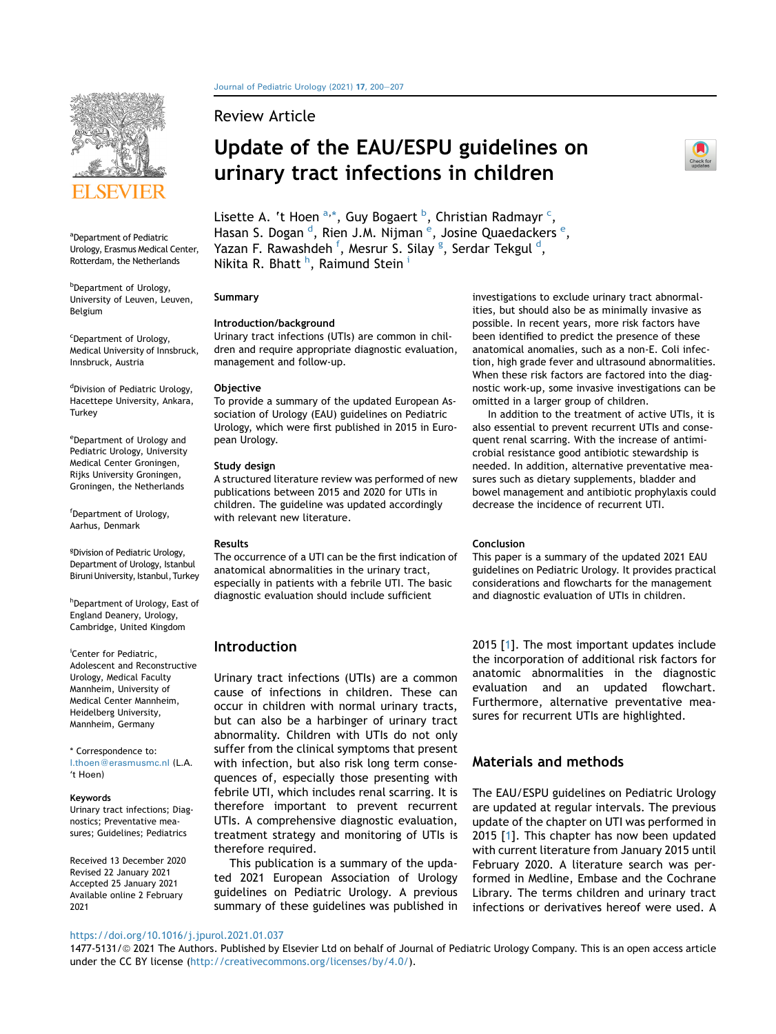Review Article

# Update of the EAU/ESPU guidelines on urinary tract infections in children

Lisette A. 't Hoen [a,*], Guy Bogaert [b], Christian Radmayr [c], Hasan S. Dogan [d], Rien J.M. Nijman [e], Josine Quaedackers [e], Yazan F. Rawashdeh [f], Mesrur S. Silay [g], Serdar Tekgul [d], Nikita R. Bhatt [h], Raimund Stein [i]

[a] Department of Pediatric Urology, Erasmus Medical Center, Rotterdam, the Netherlands

[b] Department of Urology, University of Leuven, Leuven, Belgium

[c] Department of Urology, Medical University of Innsbruck, Innsbruck, Austria

[d] Division of Pediatric Urology, Hacettepe University, Ankara, Turkey

[e] Department of Urology and Pediatric Urology, University Medical Center Groningen, Rijks University Groningen, Groningen, the Netherlands

[f] Department of Urology, Aarhus, Denmark

[g] Division of Pediatric Urology, Department of Urology, Istanbul Biruni University, Istanbul, Turkey

[h] Department of Urology, East of England Deanery, Urology, Cambridge, United Kingdom

[i] Center for Pediatric, Adolescent and Reconstructive Urology, Medical Faculty Mannheim, University of Medical Center Mannheim, Heidelberg University, Mannheim, Germany

\* Correspondence to: l.thoen@erasmusmc.nl (L.A. 't Hoen)

**Keywords**
Urinary tract infections; Diagnostics; Preventative measures; Guidelines; Pediatrics

Received 13 December 2020
Revised 22 January 2021
Accepted 25 January 2021
Available online 2 February 2021

## Summary

### Introduction/background

Urinary tract infections (UTIs) are common in children and require appropriate diagnostic evaluation, management and follow-up.

### Objective

To provide a summary of the updated European Association of Urology (EAU) guidelines on Pediatric Urology, which were first published in 2015 in European Urology.

### Study design

A structured literature review was performed of new publications between 2015 and 2020 for UTIs in children. The guideline was updated accordingly with relevant new literature.

### Results

The occurrence of a UTI can be the first indication of anatomical abnormalities in the urinary tract, especially in patients with a febrile UTI. The basic diagnostic evaluation should include sufficient investigations to exclude urinary tract abnormalities, but should also be as minimally invasive as possible. In recent years, more risk factors have been identified to predict the presence of these anatomical anomalies, such as a non-E. Coli infection, high grade fever and ultrasound abnormalities. When these risk factors are factored into the diagnostic work-up, some invasive investigations can be omitted in a larger group of children.

In addition to the treatment of active UTIs, it is also essential to prevent recurrent UTIs and consequent renal scarring. With the increase of antimicrobial resistance good antibiotic stewardship is needed. In addition, alternative preventative measures such as dietary supplements, bladder and bowel management and antibiotic prophylaxis could decrease the incidence of recurrent UTI.

### Conclusion

This paper is a summary of the updated 2021 EAU guidelines on Pediatric Urology. It provides practical considerations and flowcharts for the management and diagnostic evaluation of UTIs in children.

## Introduction

Urinary tract infections (UTIs) are a common cause of infections in children. These can occur in children with normal urinary tracts, but can also be a harbinger of urinary tract abnormality. Children with UTIs do not only suffer from the clinical symptoms that present with infection, but also risk long term consequences of, especially those presenting with febrile UTI, which includes renal scarring. It is therefore important to prevent recurrent UTIs. A comprehensive diagnostic evaluation, treatment strategy and monitoring of UTIs is therefore required.

This publication is a summary of the updated 2021 European Association of Urology guidelines on Pediatric Urology. A previous summary of these guidelines was published in 2015 [1]. The most important updates include the incorporation of additional risk factors for anatomic abnormalities in the diagnostic evaluation and an updated flowchart. Furthermore, alternative preventative measures for recurrent UTIs are highlighted.

## Materials and methods

The EAU/ESPU guidelines on Pediatric Urology are updated at regular intervals. The previous update of the chapter on UTI was performed in 2015 [1]. This chapter has now been updated with current literature from January 2015 until February 2020. A literature search was performed in Medline, Embase and the Cochrane Library. The terms children and urinary tract infections or derivatives hereof were used. A

https://doi.org/10.1016/j.jpurol.2021.01.037
1477-5131/© 2021 The Authors. Published by Elsevier Ltd on behalf of Journal of Pediatric Urology Company. This is an open access article under the CC BY license (http://creativecommons.org/licenses/by/4.0/).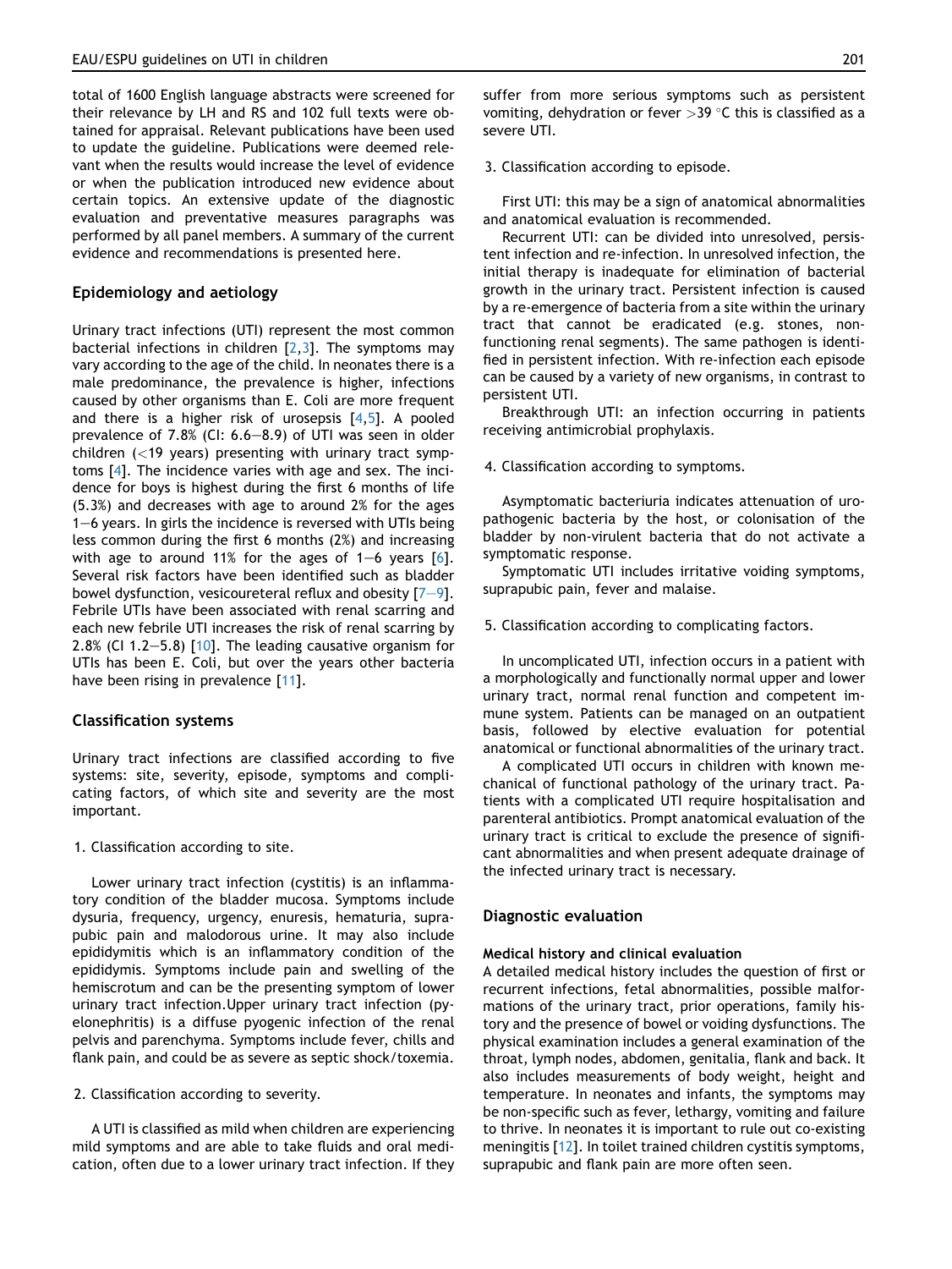total of 1600 English language abstracts were screened for their relevance by LH and RS and 102 full texts were obtained for appraisal. Relevant publications have been used to update the guideline. Publications were deemed relevant when the results would increase the level of evidence or when the publication introduced new evidence about certain topics. An extensive update of the diagnostic evaluation and preventative measures paragraphs was performed by all panel members. A summary of the current evidence and recommendations is presented here.

## Epidemiology and aetiology

Urinary tract infections (UTI) represent the most common bacterial infections in children [2,3]. The symptoms may vary according to the age of the child. In neonates there is a male predominance, the prevalence is higher, infections caused by other organisms than E. Coli are more frequent and there is a higher risk of urosepsis [4,5]. A pooled prevalence of 7.8% (CI: 6.6–8.9) of UTI was seen in older children (<19 years) presenting with urinary tract symptoms [4]. The incidence varies with age and sex. The incidence for boys is highest during the first 6 months of life (5.3%) and decreases with age to around 2% for the ages 1–6 years. In girls the incidence is reversed with UTIs being less common during the first 6 months (2%) and increasing with age to around 11% for the ages of 1–6 years [6]. Several risk factors have been identified such as bladder bowel dysfunction, vesicoureteral reflux and obesity [7–9]. Febrile UTIs have been associated with renal scarring and each new febrile UTI increases the risk of renal scarring by 2.8% (CI 1.2–5.8) [10]. The leading causative organism for UTIs has been E. Coli, but over the years other bacteria have been rising in prevalence [11].

## Classification systems

Urinary tract infections are classified according to five systems: site, severity, episode, symptoms and complicating factors, of which site and severity are the most important.

1. Classification according to site.

Lower urinary tract infection (cystitis) is an inflammatory condition of the bladder mucosa. Symptoms include dysuria, frequency, urgency, enuresis, hematuria, suprapubic pain and malodorous urine. It may also include epididymitis which is an inflammatory condition of the epididymis. Symptoms include pain and swelling of the hemiscrotum and can be the presenting symptom of lower urinary tract infection.Upper urinary tract infection (pyelonephritis) is a diffuse pyogenic infection of the renal pelvis and parenchyma. Symptoms include fever, chills and flank pain, and could be as severe as septic shock/toxemia.

2. Classification according to severity.

A UTI is classified as mild when children are experiencing mild symptoms and are able to take fluids and oral medication, often due to a lower urinary tract infection. If they suffer from more serious symptoms such as persistent vomiting, dehydration or fever >39 °C this is classified as a severe UTI.

3. Classification according to episode.

First UTI: this may be a sign of anatomical abnormalities and anatomical evaluation is recommended.

Recurrent UTI: can be divided into unresolved, persistent infection and re-infection. In unresolved infection, the initial therapy is inadequate for elimination of bacterial growth in the urinary tract. Persistent infection is caused by a re-emergence of bacteria from a site within the urinary tract that cannot be eradicated (e.g. stones, non-functioning renal segments). The same pathogen is identified in persistent infection. With re-infection each episode can be caused by a variety of new organisms, in contrast to persistent UTI.

Breakthrough UTI: an infection occurring in patients receiving antimicrobial prophylaxis.

4. Classification according to symptoms.

Asymptomatic bacteriuria indicates attenuation of uropathogenic bacteria by the host, or colonisation of the bladder by non-virulent bacteria that do not activate a symptomatic response.

Symptomatic UTI includes irritative voiding symptoms, suprapubic pain, fever and malaise.

5. Classification according to complicating factors.

In uncomplicated UTI, infection occurs in a patient with a morphologically and functionally normal upper and lower urinary tract, normal renal function and competent immune system. Patients can be managed on an outpatient basis, followed by elective evaluation for potential anatomical or functional abnormalities of the urinary tract.

A complicated UTI occurs in children with known mechanical of functional pathology of the urinary tract. Patients with a complicated UTI require hospitalisation and parenteral antibiotics. Prompt anatomical evaluation of the urinary tract is critical to exclude the presence of significant abnormalities and when present adequate drainage of the infected urinary tract is necessary.

## Diagnostic evaluation

### Medical history and clinical evaluation

A detailed medical history includes the question of first or recurrent infections, fetal abnormalities, possible malformations of the urinary tract, prior operations, family history and the presence of bowel or voiding dysfunctions. The physical examination includes a general examination of the throat, lymph nodes, abdomen, genitalia, flank and back. It also includes measurements of body weight, height and temperature. In neonates and infants, the symptoms may be non-specific such as fever, lethargy, vomiting and failure to thrive. In neonates it is important to rule out co-existing meningitis [12]. In toilet trained children cystitis symptoms, suprapubic and flank pain are more often seen.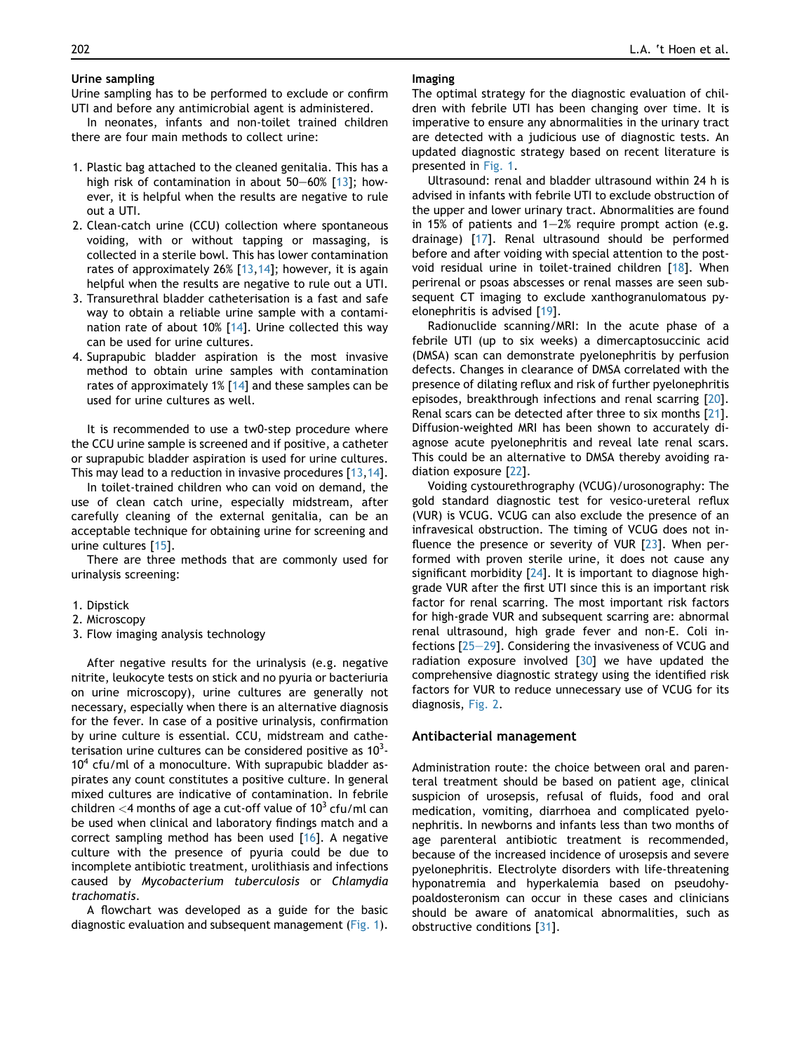**Urine sampling**

Urine sampling has to be performed to exclude or confirm UTI and before any antimicrobial agent is administered.

In neonates, infants and non-toilet trained children there are four main methods to collect urine:

1. Plastic bag attached to the cleaned genitalia. This has a high risk of contamination in about 50–60% [13]; however, it is helpful when the results are negative to rule out a UTI.
2. Clean-catch urine (CCU) collection where spontaneous voiding, with or without tapping or massaging, is collected in a sterile bowl. This has lower contamination rates of approximately 26% [13,14]; however, it is again helpful when the results are negative to rule out a UTI.
3. Transurethral bladder catheterisation is a fast and safe way to obtain a reliable urine sample with a contamination rate of about 10% [14]. Urine collected this way can be used for urine cultures.
4. Suprapubic bladder aspiration is the most invasive method to obtain urine samples with contamination rates of approximately 1% [14] and these samples can be used for urine cultures as well.

It is recommended to use a tw0-step procedure where the CCU urine sample is screened and if positive, a catheter or suprapubic bladder aspiration is used for urine cultures. This may lead to a reduction in invasive procedures [13,14].

In toilet-trained children who can void on demand, the use of clean catch urine, especially midstream, after carefully cleaning of the external genitalia, can be an acceptable technique for obtaining urine for screening and urine cultures [15].

There are three methods that are commonly used for urinalysis screening:

1. Dipstick
2. Microscopy
3. Flow imaging analysis technology

After negative results for the urinalysis (e.g. negative nitrite, leukocyte tests on stick and no pyuria or bacteriuria on urine microscopy), urine cultures are generally not necessary, especially when there is an alternative diagnosis for the fever. In case of a positive urinalysis, confirmation by urine culture is essential. CCU, midstream and catheterisation urine cultures can be considered positive as $10^3$-$10^4$ cfu/ml of a monoculture. With suprapubic bladder aspirates any count constitutes a positive culture. In general mixed cultures are indicative of contamination. In febrile children <4 months of age a cut-off value of $10^3$ cfu/ml can be used when clinical and laboratory findings match and a correct sampling method has been used [16]. A negative culture with the presence of pyuria could be due to incomplete antibiotic treatment, urolithiasis and infections caused by *Mycobacterium tuberculosis* or *Chlamydia trachomatis*.

A flowchart was developed as a guide for the basic diagnostic evaluation and subsequent management (Fig. 1).

**Imaging**

The optimal strategy for the diagnostic evaluation of children with febrile UTI has been changing over time. It is imperative to ensure any abnormalities in the urinary tract are detected with a judicious use of diagnostic tests. An updated diagnostic strategy based on recent literature is presented in Fig. 1.

Ultrasound: renal and bladder ultrasound within 24 h is advised in infants with febrile UTI to exclude obstruction of the upper and lower urinary tract. Abnormalities are found in 15% of patients and 1–2% require prompt action (e.g. drainage) [17]. Renal ultrasound should be performed before and after voiding with special attention to the post-void residual urine in toilet-trained children [18]. When perirenal or psoas abscesses or renal masses are seen subsequent CT imaging to exclude xanthogranulomatous pyelonephritis is advised [19].

Radionuclide scanning/MRI: In the acute phase of a febrile UTI (up to six weeks) a dimercaptosuccinic acid (DMSA) scan can demonstrate pyelonephritis by perfusion defects. Changes in clearance of DMSA correlated with the presence of dilating reflux and risk of further pyelonephritis episodes, breakthrough infections and renal scarring [20]. Renal scars can be detected after three to six months [21]. Diffusion-weighted MRI has been shown to accurately diagnose acute pyelonephritis and reveal late renal scars. This could be an alternative to DMSA thereby avoiding radiation exposure [22].

Voiding cystourethrography (VCUG)/urosonography: The gold standard diagnostic test for vesico-ureteral reflux (VUR) is VCUG. VCUG can also exclude the presence of an infravesical obstruction. The timing of VCUG does not influence the presence or severity of VUR [23]. When performed with proven sterile urine, it does not cause any significant morbidity [24]. It is important to diagnose high-grade VUR after the first UTI since this is an important risk factor for renal scarring. The most important risk factors for high-grade VUR and subsequent scarring are: abnormal renal ultrasound, high grade fever and non-E. Coli infections [25–29]. Considering the invasiveness of VCUG and radiation exposure involved [30] we have updated the comprehensive diagnostic strategy using the identified risk factors for VUR to reduce unnecessary use of VCUG for its diagnosis, Fig. 2.

## Antibacterial management

Administration route: the choice between oral and parenteral treatment should be based on patient age, clinical suspicion of urosepsis, refusal of fluids, food and oral medication, vomiting, diarrhoea and complicated pyelonephritis. In newborns and infants less than two months of age parenteral antibiotic treatment is recommended, because of the increased incidence of urosepsis and severe pyelonephritis. Electrolyte disorders with life-threatening hyponatremia and hyperkalemia based on pseudohypoaldosteronism can occur in these cases and clinicians should be aware of anatomical abnormalities, such as obstructive conditions [31].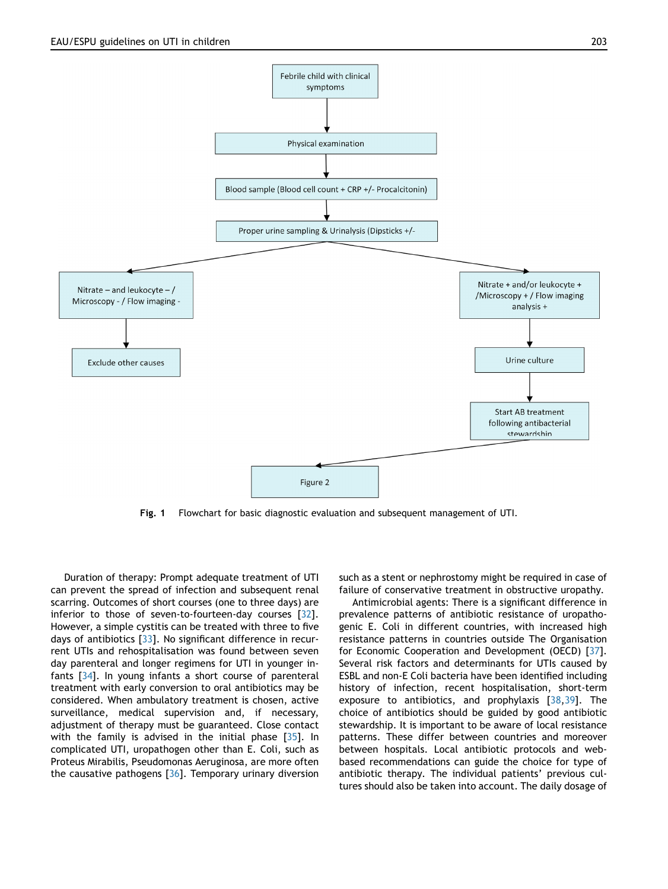Febrile child with clinical symptoms

↓

Physical examination

↓

Blood sample (Blood cell count + CRP +/- Procalcitonin)

↓

Proper urine sampling & Urinalysis (Dipsticks +/-

- Nitrate – and leukocyte – / Microscopy - / Flow imaging -
  - ↓ Exclude other causes
- Nitrate + and/or leukocyte + /Microscopy + / Flow imaging analysis +
  - ↓ Urine culture
  - ↓ Start AB treatment following antibacterial stewardship
  - ↓ Figure 2

**Fig. 1** Flowchart for basic diagnostic evaluation and subsequent management of UTI.

Duration of therapy: Prompt adequate treatment of UTI can prevent the spread of infection and subsequent renal scarring. Outcomes of short courses (one to three days) are inferior to those of seven-to-fourteen-day courses [32]. However, a simple cystitis can be treated with three to five days of antibiotics [33]. No significant difference in recurrent UTIs and rehospitalisation was found between seven day parenteral and longer regimens for UTI in younger infants [34]. In young infants a short course of parenteral treatment with early conversion to oral antibiotics may be considered. When ambulatory treatment is chosen, active surveillance, medical supervision and, if necessary, adjustment of therapy must be guaranteed. Close contact with the family is advised in the initial phase [35]. In complicated UTI, uropathogen other than E. Coli, such as Proteus Mirabilis, Pseudomonas Aeruginosa, are more often the causative pathogens [36]. Temporary urinary diversion such as a stent or nephrostomy might be required in case of failure of conservative treatment in obstructive uropathy.

Antimicrobial agents: There is a significant difference in prevalence patterns of antibiotic resistance of uropathogenic E. Coli in different countries, with increased high resistance patterns in countries outside The Organisation for Economic Cooperation and Development (OECD) [37]. Several risk factors and determinants for UTIs caused by ESBL and non-E Coli bacteria have been identified including history of infection, recent hospitalisation, short-term exposure to antibiotics, and prophylaxis [38,39]. The choice of antibiotics should be guided by good antibiotic stewardship. It is important to be aware of local resistance patterns. These differ between countries and moreover between hospitals. Local antibiotic protocols and web-based recommendations can guide the choice for type of antibiotic therapy. The individual patients' previous cultures should also be taken into account. The daily dosage of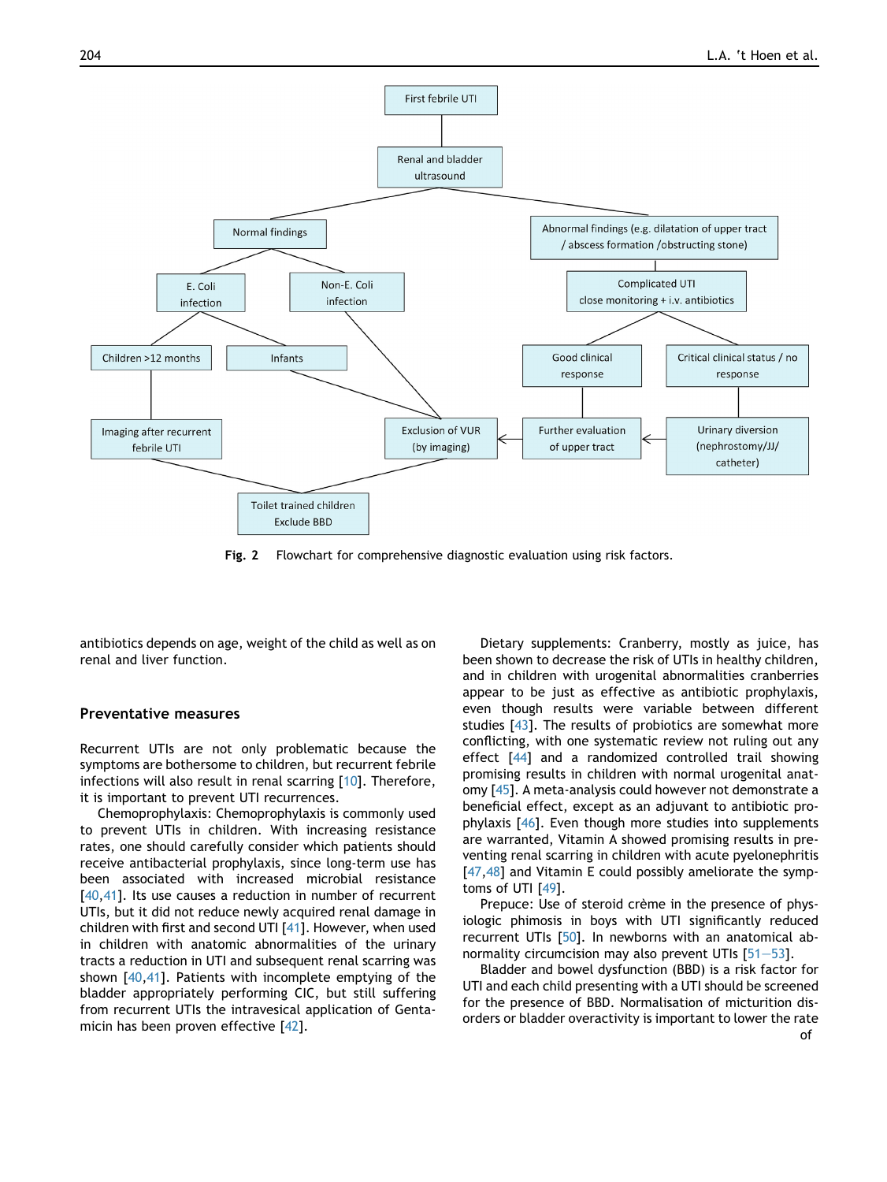First febrile UTI

Renal and bladder ultrasound

Normal findings

Abnormal findings (e.g. dilatation of upper tract / abscess formation /obstructing stone)

E. Coli infection

Non-E. Coli infection

Complicated UTI close monitoring + i.v. antibiotics

Children >12 months

Infants

Good clinical response

Critical clinical status / no response

Imaging after recurrent febrile UTI

Exclusion of VUR (by imaging)

Further evaluation of upper tract

Urinary diversion (nephrostomy/JJ/ catheter)

Toilet trained children Exclude BBD

**Fig. 2** Flowchart for comprehensive diagnostic evaluation using risk factors.

antibiotics depends on age, weight of the child as well as on renal and liver function.

## Preventative measures

Recurrent UTIs are not only problematic because the symptoms are bothersome to children, but recurrent febrile infections will also result in renal scarring [10]. Therefore, it is important to prevent UTI recurrences.

Chemoprophylaxis: Chemoprophylaxis is commonly used to prevent UTIs in children. With increasing resistance rates, one should carefully consider which patients should receive antibacterial prophylaxis, since long-term use has been associated with increased microbial resistance [40,41]. Its use causes a reduction in number of recurrent UTIs, but it did not reduce newly acquired renal damage in children with first and second UTI [41]. However, when used in children with anatomic abnormalities of the urinary tracts a reduction in UTI and subsequent renal scarring was shown [40,41]. Patients with incomplete emptying of the bladder appropriately performing CIC, but still suffering from recurrent UTIs the intravesical application of Gentamicin has been proven effective [42].

Dietary supplements: Cranberry, mostly as juice, has been shown to decrease the risk of UTIs in healthy children, and in children with urogenital abnormalities cranberries appear to be just as effective as antibiotic prophylaxis, even though results were variable between different studies [43]. The results of probiotics are somewhat more conflicting, with one systematic review not ruling out any effect [44] and a randomized controlled trail showing promising results in children with normal urogenital anatomy [45]. A meta-analysis could however not demonstrate a beneficial effect, except as an adjuvant to antibiotic prophylaxis [46]. Even though more studies into supplements are warranted, Vitamin A showed promising results in preventing renal scarring in children with acute pyelonephritis [47,48] and Vitamin E could possibly ameliorate the symptoms of UTI [49].

Prepuce: Use of steroid crème in the presence of physiologic phimosis in boys with UTI significantly reduced recurrent UTIs [50]. In newborns with an anatomical abnormality circumcision may also prevent UTIs [51–53].

Bladder and bowel dysfunction (BBD) is a risk factor for UTI and each child presenting with a UTI should be screened for the presence of BBD. Normalisation of micturition disorders or bladder overactivity is important to lower the rate of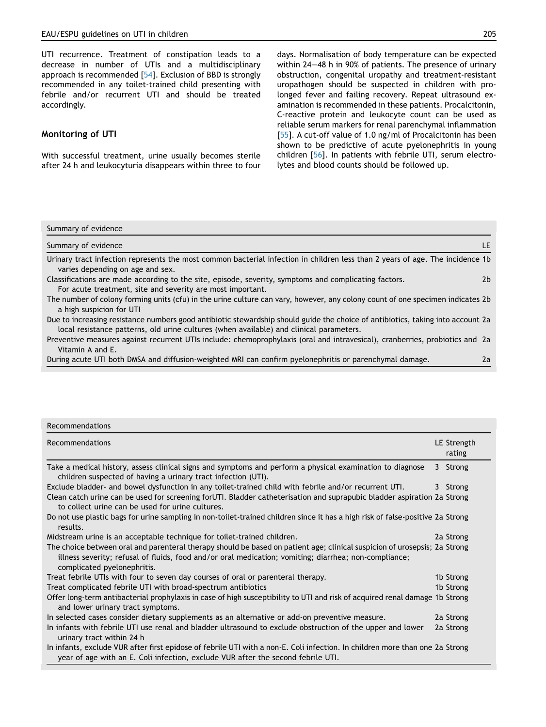UTI recurrence. Treatment of constipation leads to a decrease in number of UTIs and a multidisciplinary approach is recommended [54]. Exclusion of BBD is strongly recommended in any toilet-trained child presenting with febrile and/or recurrent UTI and should be treated accordingly.

## Monitoring of UTI

With successful treatment, urine usually becomes sterile after 24 h and leukocyturia disappears within three to four days. Normalisation of body temperature can be expected within 24–48 h in 90% of patients. The presence of urinary obstruction, congenital uropathy and treatment-resistant uropathogen should be suspected in children with prolonged fever and failing recovery. Repeat ultrasound examination is recommended in these patients. Procalcitonin, C-reactive protein and leukocyte count can be used as reliable serum markers for renal parenchymal inflammation [55]. A cut-off value of 1.0 ng/ml of Procalcitonin has been shown to be predictive of acute pyelonephritis in young children [56]. In patients with febrile UTI, serum electrolytes and blood counts should be followed up.

Summary of evidence

| Summary of evidence | LE |
|---|---|
| Urinary tract infection represents the most common bacterial infection in children less than 2 years of age. The incidence varies depending on age and sex. | 1b |
| Classifications are made according to the site, episode, severity, symptoms and complicating factors. For acute treatment, site and severity are most important. | 2b |
| The number of colony forming units (cfu) in the urine culture can vary, however, any colony count of one specimen indicates a high suspicion for UTI | 2b |
| Due to increasing resistance numbers good antibiotic stewardship should guide the choice of antibiotics, taking into account local resistance patterns, old urine cultures (when available) and clinical parameters. | 2a |
| Preventive measures against recurrent UTIs include: chemoprophylaxis (oral and intravesical), cranberries, probiotics and Vitamin A and E. | 2a |
| During acute UTI both DMSA and diffusion-weighted MRI can confirm pyelonephritis or parenchymal damage. | 2a |

Recommendations

| Recommendations | LE | Strength rating |
|---|---|---|
| Take a medical history, assess clinical signs and symptoms and perform a physical examination to diagnose children suspected of having a urinary tract infection (UTI). | 3 | Strong |
| Exclude bladder- and bowel dysfunction in any toilet-trained child with febrile and/or recurrent UTI. | 3 | Strong |
| Clean catch urine can be used for screening forUTI. Bladder catheterisation and suprapubic bladder aspiration to collect urine can be used for urine cultures. | 2a | Strong |
| Do not use plastic bags for urine sampling in non-toilet-trained children since it has a high risk of false-positive results. | 2a | Strong |
| Midstream urine is an acceptable technique for toilet-trained children. | 2a | Strong |
| The choice between oral and parenteral therapy should be based on patient age; clinical suspicion of urosepsis; illness severity; refusal of fluids, food and/or oral medication; vomiting; diarrhea; non-compliance; complicated pyelonephritis. | 2a | Strong |
| Treat febrile UTIs with four to seven day courses of oral or parenteral therapy. | 1b | Strong |
| Treat complicated febrile UTI with broad-spectrum antibiotics | 1b | Strong |
| Offer long-term antibacterial prophylaxis in case of high susceptibility to UTI and risk of acquired renal damage and lower urinary tract symptoms. | 1b | Strong |
| In selected cases consider dietary supplements as an alternative or add-on preventive measure. | 2a | Strong |
| In infants with febrile UTI use renal and bladder ultrasound to exclude obstruction of the upper and lower urinary tract within 24 h | 2a | Strong |
| In infants, exclude VUR after first epidose of febrile UTI with a non-E. Coli infection. In children more than one year of age with an E. Coli infection, exclude VUR after the second febrile UTI. | 2a | Strong |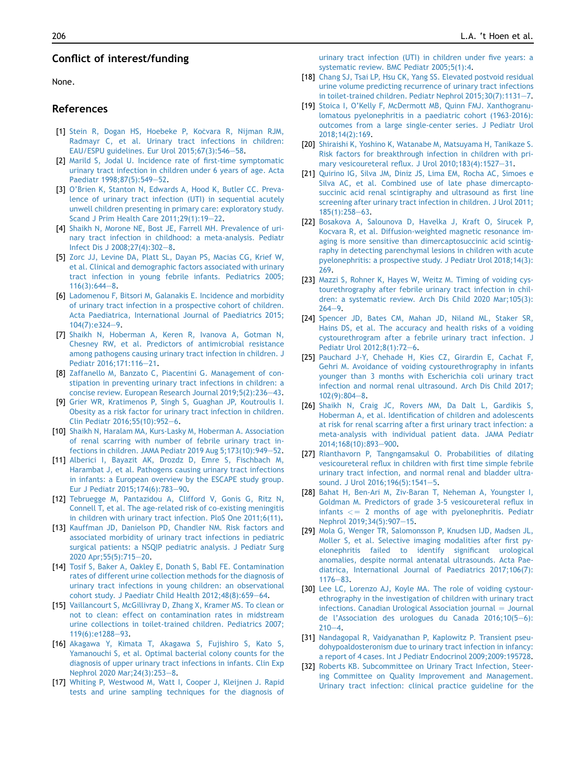## Conflict of interest/funding

None.

## References

[1] Stein R, Dogan HS, Hoebeke P, Kočvara R, Nijman RJM, Radmayr C, et al. Urinary tract infections in children: EAU/ESPU guidelines. Eur Urol 2015;67(3):546–58.

[2] Marild S, Jodal U. Incidence rate of first-time symptomatic urinary tract infection in children under 6 years of age. Acta Paediatr 1998;87(5):549–52.

[3] O'Brien K, Stanton N, Edwards A, Hood K, Butler CC. Prevalence of urinary tract infection (UTI) in sequential acutely unwell children presenting in primary care: exploratory study. Scand J Prim Health Care 2011;29(1):19–22.

[4] Shaikh N, Morone NE, Bost JE, Farrell MH. Prevalence of urinary tract infection in childhood: a meta-analysis. Pediatr Infect Dis J 2008;27(4):302–8.

[5] Zorc JJ, Levine DA, Platt SL, Dayan PS, Macias CG, Krief W, et al. Clinical and demographic factors associated with urinary tract infection in young febrile infants. Pediatrics 2005;116(3):644–8.

[6] Ladomenou F, Bitsori M, Galanakis E. Incidence and morbidity of urinary tract infection in a prospective cohort of children. Acta Paediatrica, International Journal of Paediatrics 2015;104(7):e324–9.

[7] Shaikh N, Hoberman A, Keren R, Ivanova A, Gotman N, Chesney RW, et al. Predictors of antimicrobial resistance among pathogens causing urinary tract infection in children. J Pediatr 2016;171:116–21.

[8] Zaffanello M, Banzato C, Piacentini G. Management of constipation in preventing urinary tract infections in children: a concise review. European Research Journal 2019;5(2):236–43.

[9] Grier WR, Kratimenos P, Singh S, Guaghan JP, Koutroulis I. Obesity as a risk factor for urinary tract infection in children. Clin Pediatr 2016;55(10):952–6.

[10] Shaikh N, Haralam MA, Kurs-Lasky M, Hoberman A. Association of renal scarring with number of febrile urinary tract infections in children. JAMA Pediatr 2019 Aug 5;173(10):949–52.

[11] Alberici I, Bayazit AK, Drozdz D, Emre S, Fischbach M, Harambat J, et al. Pathogens causing urinary tract infections in infants: a European overview by the ESCAPE study group. Eur J Pediatr 2015;174(6):783–90.

[12] Tebruegge M, Pantazidou A, Clifford V, Gonis G, Ritz N, Connell T, et al. The age-related risk of co-existing meningitis in children with urinary tract infection. PloS One 2011;6(11).

[13] Kauffman JD, Danielson PD, Chandler NM. Risk factors and associated morbidity of urinary tract infections in pediatric surgical patients: a NSQIP pediatric analysis. J Pediatr Surg 2020 Apr;55(5):715–20.

[14] Tosif S, Baker A, Oakley E, Donath S, Babl FE. Contamination rates of different urine collection methods for the diagnosis of urinary tract infections in young children: an observational cohort study. J Paediatr Child Health 2012;48(8):659–64.

[15] Vaillancourt S, McGillivray D, Zhang X, Kramer MS. To clean or not to clean: effect on contamination rates in midstream urine collections in toilet-trained children. Pediatrics 2007;119(6):e1288–93.

[16] Akagawa Y, Kimata T, Akagawa S, Fujishiro S, Kato S, Yamanouchi S, et al. Optimal bacterial colony counts for the diagnosis of upper urinary tract infections in infants. Clin Exp Nephrol 2020 Mar;24(3):253–8.

[17] Whiting P, Westwood M, Watt I, Cooper J, Kleijnen J. Rapid tests and urine sampling techniques for the diagnosis of urinary tract infection (UTI) in children under five years: a systematic review. BMC Pediatr 2005;5(1):4.

[18] Chang SJ, Tsai LP, Hsu CK, Yang SS. Elevated postvoid residual urine volume predicting recurrence of urinary tract infections in toilet-trained children. Pediatr Nephrol 2015;30(7):1131–7.

[19] Stoica I, O'Kelly F, McDermott MB, Quinn FMJ. Xanthogranulomatous pyelonephritis in a paediatric cohort (1963-2016): outcomes from a large single-center series. J Pediatr Urol 2018;14(2):169.

[20] Shiraishi K, Yoshino K, Watanabe M, Matsuyama H, Tanikaze S. Risk factors for breakthrough infection in children with primary vesicoureteral reflux. J Urol 2010;183(4):1527–31.

[21] Quirino IG, Silva JM, Diniz JS, Lima EM, Rocha AC, Simoes e Silva AC, et al. Combined use of late phase dimercapto-succinic acid renal scintigraphy and ultrasound as first line screening after urinary tract infection in children. J Urol 2011;185(1):258–63.

[22] Bosakova A, Salounova D, Havelka J, Kraft O, Sirucek P, Kocvara R, et al. Diffusion-weighted magnetic resonance imaging is more sensitive than dimercaptosuccinic acid scintigraphy in detecting parenchymal lesions in children with acute pyelonephritis: a prospective study. J Pediatr Urol 2018;14(3):269.

[23] Mazzi S, Rohner K, Hayes W, Weitz M. Timing of voiding cystourethrography after febrile urinary tract infection in children: a systematic review. Arch Dis Child 2020 Mar;105(3):264–9.

[24] Spencer JD, Bates CM, Mahan JD, Niland ML, Staker SR, Hains DS, et al. The accuracy and health risks of a voiding cystourethrogram after a febrile urinary tract infection. J Pediatr Urol 2012;8(1):72–6.

[25] Pauchard J-Y, Chehade H, Kies CZ, Girardin E, Cachat F, Gehri M. Avoidance of voiding cystourethrography in infants younger than 3 months with Escherichia coli urinary tract infection and normal renal ultrasound. Arch Dis Child 2017;102(9):804–8.

[26] Shaikh N, Craig JC, Rovers MM, Da Dalt L, Gardikis S, Hoberman A, et al. Identification of children and adolescents at risk for renal scarring after a first urinary tract infection: a meta-analysis with individual patient data. JAMA Pediatr 2014;168(10):893–900.

[27] Rianthavorn P, Tangngamsakul O. Probabilities of dilating vesicoureteral reflux in children with first time simple febrile urinary tract infection, and normal renal and bladder ultrasound. J Urol 2016;196(5):1541–5.

[28] Bahat H, Ben-Ari M, Ziv-Baran T, Neheman A, Youngster I, Goldman M. Predictors of grade 3-5 vesicoureteral reflux in infants <= 2 months of age with pyelonephritis. Pediatr Nephrol 2019;34(5):907–15.

[29] Mola G, Wenger TR, Salomonsson P, Knudsen IJD, Madsen JL, Moller S, et al. Selective imaging modalities after first pyelonephritis failed to identify significant urological anomalies, despite normal antenatal ultrasounds. Acta Paediatrica, International Journal of Paediatrics 2017;106(7):1176–83.

[30] Lee LC, Lorenzo AJ, Koyle MA. The role of voiding cystourethrography in the investigation of children with urinary tract infections. Canadian Urological Association journal = Journal de l'Association des urologues du Canada 2016;10(5–6):210–4.

[31] Nandagopal R, Vaidyanathan P, Kaplowitz P. Transient pseudohypoaldosteronism due to urinary tract infection in infancy: a report of 4 cases. Int J Pediatr Endocrinol 2009;2009:195728.

[32] Roberts KB. Subcommittee on Urinary Tract Infection, Steering Committee on Quality Improvement and Management. Urinary tract infection: clinical practice guideline for the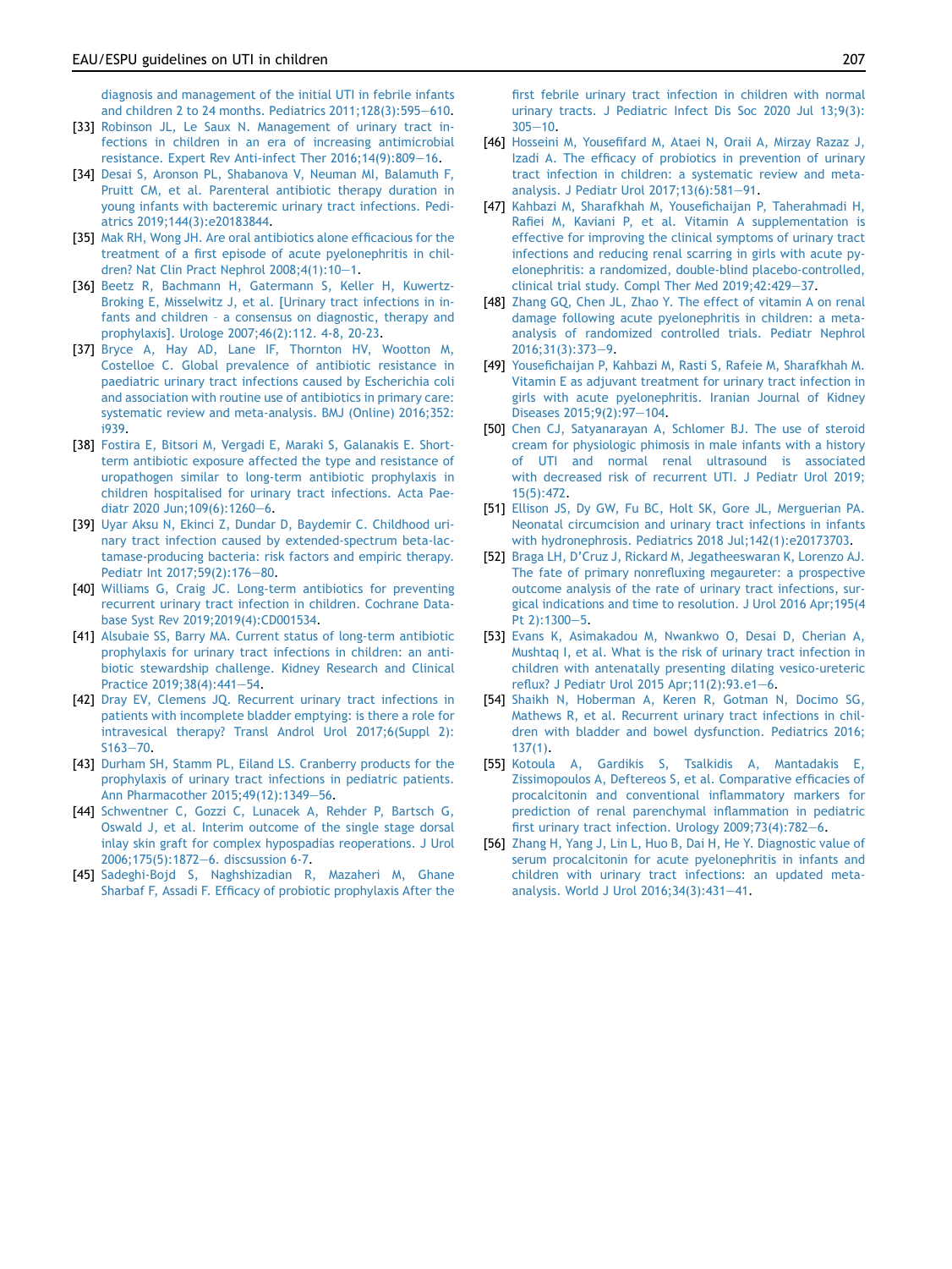diagnosis and management of the initial UTI in febrile infants and children 2 to 24 months. Pediatrics 2011;128(3):595—610.

[33] Robinson JL, Le Saux N. Management of urinary tract infections in children in an era of increasing antimicrobial resistance. Expert Rev Anti-infect Ther 2016;14(9):809—16.

[34] Desai S, Aronson PL, Shabanova V, Neuman MI, Balamuth F, Pruitt CM, et al. Parenteral antibiotic therapy duration in young infants with bacteremic urinary tract infections. Pediatrics 2019;144(3):e20183844.

[35] Mak RH, Wong JH. Are oral antibiotics alone efficacious for the treatment of a first episode of acute pyelonephritis in children? Nat Clin Pract Nephrol 2008;4(1):10—1.

[36] Beetz R, Bachmann H, Gatermann S, Keller H, Kuwertz-Broking E, Misselwitz J, et al. [Urinary tract infections in infants and children - a consensus on diagnostic, therapy and prophylaxis]. Urologe 2007;46(2):112. 4-8, 20-23.

[37] Bryce A, Hay AD, Lane IF, Thornton HV, Wootton M, Costelloe C. Global prevalence of antibiotic resistance in paediatric urinary tract infections caused by Escherichia coli and association with routine use of antibiotics in primary care: systematic review and meta-analysis. BMJ (Online) 2016;352: i939.

[38] Fostira E, Bitsori M, Vergadi E, Maraki S, Galanakis E. Short-term antibiotic exposure affected the type and resistance of uropathogen similar to long-term antibiotic prophylaxis in children hospitalised for urinary tract infections. Acta Paediatr 2020 Jun;109(6):1260—6.

[39] Uyar Aksu N, Ekinci Z, Dundar D, Baydemir C. Childhood urinary tract infection caused by extended-spectrum beta-lactamase-producing bacteria: risk factors and empiric therapy. Pediatr Int 2017;59(2):176—80.

[40] Williams G, Craig JC. Long-term antibiotics for preventing recurrent urinary tract infection in children. Cochrane Database Syst Rev 2019;2019(4):CD001534.

[41] Alsubaie SS, Barry MA. Current status of long-term antibiotic prophylaxis for urinary tract infections in children: an antibiotic stewardship challenge. Kidney Research and Clinical Practice 2019;38(4):441—54.

[42] Dray EV, Clemens JQ. Recurrent urinary tract infections in patients with incomplete bladder emptying: is there a role for intravesical therapy? Transl Androl Urol 2017;6(Suppl 2): S163—70.

[43] Durham SH, Stamm PL, Eiland LS. Cranberry products for the prophylaxis of urinary tract infections in pediatric patients. Ann Pharmacother 2015;49(12):1349—56.

[44] Schwentner C, Gozzi C, Lunacek A, Rehder P, Bartsch G, Oswald J, et al. Interim outcome of the single stage dorsal inlay skin graft for complex hypospadias reoperations. J Urol 2006;175(5):1872—6. discsussion 6-7.

[45] Sadeghi-Bojd S, Naghshizadian R, Mazaheri M, Ghane Sharbaf F, Assadi F. Efficacy of probiotic prophylaxis After the first febrile urinary tract infection in children with normal urinary tracts. J Pediatric Infect Dis Soc 2020 Jul 13;9(3): 305—10.

[46] Hosseini M, Yousefifard M, Ataei N, Oraii A, Mirzay Razaz J, Izadi A. The efficacy of probiotics in prevention of urinary tract infection in children: a systematic review and meta-analysis. J Pediatr Urol 2017;13(6):581—91.

[47] Kahbazi M, Sharafkhah M, Yousefichaijan P, Taherahmadi H, Rafiei M, Kaviani P, et al. Vitamin A supplementation is effective for improving the clinical symptoms of urinary tract infections and reducing renal scarring in girls with acute pyelonephritis: a randomized, double-blind placebo-controlled, clinical trial study. Compl Ther Med 2019;42:429—37.

[48] Zhang GQ, Chen JL, Zhao Y. The effect of vitamin A on renal damage following acute pyelonephritis in children: a meta-analysis of randomized controlled trials. Pediatr Nephrol 2016;31(3):373—9.

[49] Yousefichaijan P, Kahbazi M, Rasti S, Rafeie M, Sharafkhah M. Vitamin E as adjuvant treatment for urinary tract infection in girls with acute pyelonephritis. Iranian Journal of Kidney Diseases 2015;9(2):97—104.

[50] Chen CJ, Satyanarayan A, Schlomer BJ. The use of steroid cream for physiologic phimosis in male infants with a history of UTI and normal renal ultrasound is associated with decreased risk of recurrent UTI. J Pediatr Urol 2019; 15(5):472.

[51] Ellison JS, Dy GW, Fu BC, Holt SK, Gore JL, Merguerian PA. Neonatal circumcision and urinary tract infections in infants with hydronephrosis. Pediatrics 2018 Jul;142(1):e20173703.

[52] Braga LH, D'Cruz J, Rickard M, Jegatheeswaran K, Lorenzo AJ. The fate of primary nonrefluxing megaureter: a prospective outcome analysis of the rate of urinary tract infections, surgical indications and time to resolution. J Urol 2016 Apr;195(4 Pt 2):1300—5.

[53] Evans K, Asimakadou M, Nwankwo O, Desai D, Cherian A, Mushtaq I, et al. What is the risk of urinary tract infection in children with antenatally presenting dilating vesico-ureteric reflux? J Pediatr Urol 2015 Apr;11(2):93.e1—6.

[54] Shaikh N, Hoberman A, Keren R, Gotman N, Docimo SG, Mathews R, et al. Recurrent urinary tract infections in children with bladder and bowel dysfunction. Pediatrics 2016; 137(1).

[55] Kotoula A, Gardikis S, Tsalkidis A, Mantadakis E, Zissimopoulos A, Deftereos S, et al. Comparative efficacies of procalcitonin and conventional inflammatory markers for prediction of renal parenchymal inflammation in pediatric first urinary tract infection. Urology 2009;73(4):782—6.

[56] Zhang H, Yang J, Lin L, Huo B, Dai H, He Y. Diagnostic value of serum procalcitonin for acute pyelonephritis in infants and children with urinary tract infections: an updated meta-analysis. World J Urol 2016;34(3):431—41.